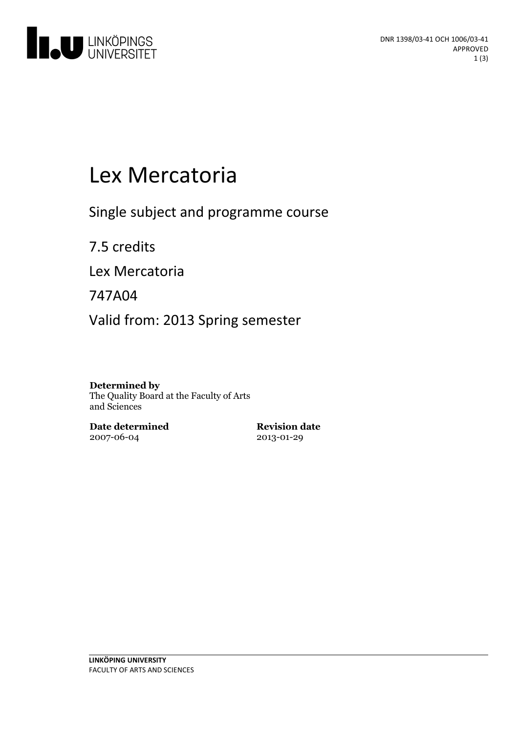DNR 1398/03-41 OCH 1006/03-41
APPROVED

# Lex Mercatoria

Single subject and programme course

7.5 credits

Lex Mercatoria

747A04

Valid from: 2013 Spring semester

**Determined by**
The Quality Board at the Faculty of Arts and Sciences

**Date determined**
2007-06-04

**Revision date**
2013-01-29

**LINKÖPING UNIVERSITY**
FACULTY OF ARTS AND SCIENCES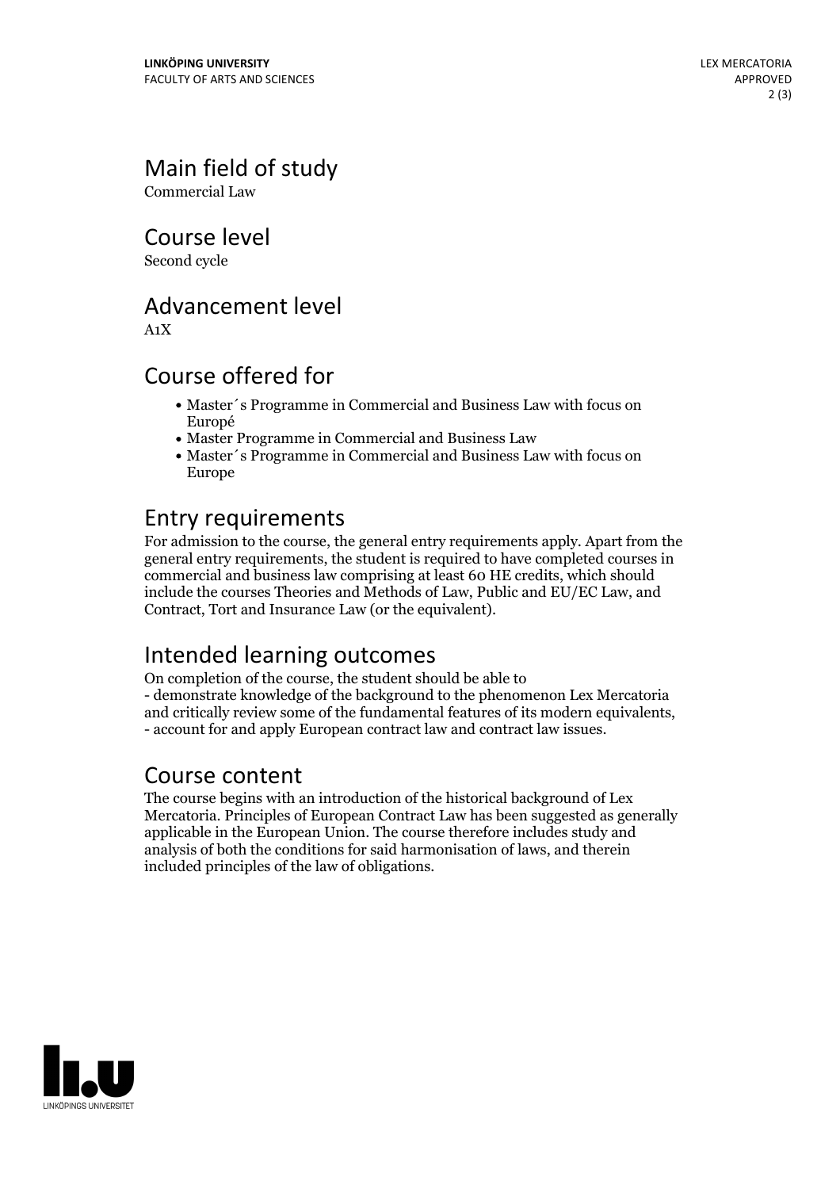## Main field of study

Commercial Law

## Course level

Second cycle

## Advancement level

A1X

## Course offered for

- Master´s Programme in Commercial and Business Law with focus on Europé
- Master Programme in Commercial and Business Law
- Master´s Programme in Commercial and Business Law with focus on Europe

## Entry requirements

For admission to the course, the general entry requirements apply. Apart from the general entry requirements, the student is required to have completed courses in commercial and business law comprising at least 60 HE credits, which should include the courses Theories and Methods of Law, Public and EU/EC Law, and Contract, Tort and Insurance Law (or the equivalent).

## Intended learning outcomes

On completion of the course, the student should be able to
- demonstrate knowledge of the background to the phenomenon Lex Mercatoria and critically review some of the fundamental features of its modern equivalents,
- account for and apply European contract law and contract law issues.

## Course content

The course begins with an introduction of the historical background of Lex Mercatoria. Principles of European Contract Law has been suggested as generally applicable in the European Union. The course therefore includes study and analysis of both the conditions for said harmonisation of laws, and therein included principles of the law of obligations.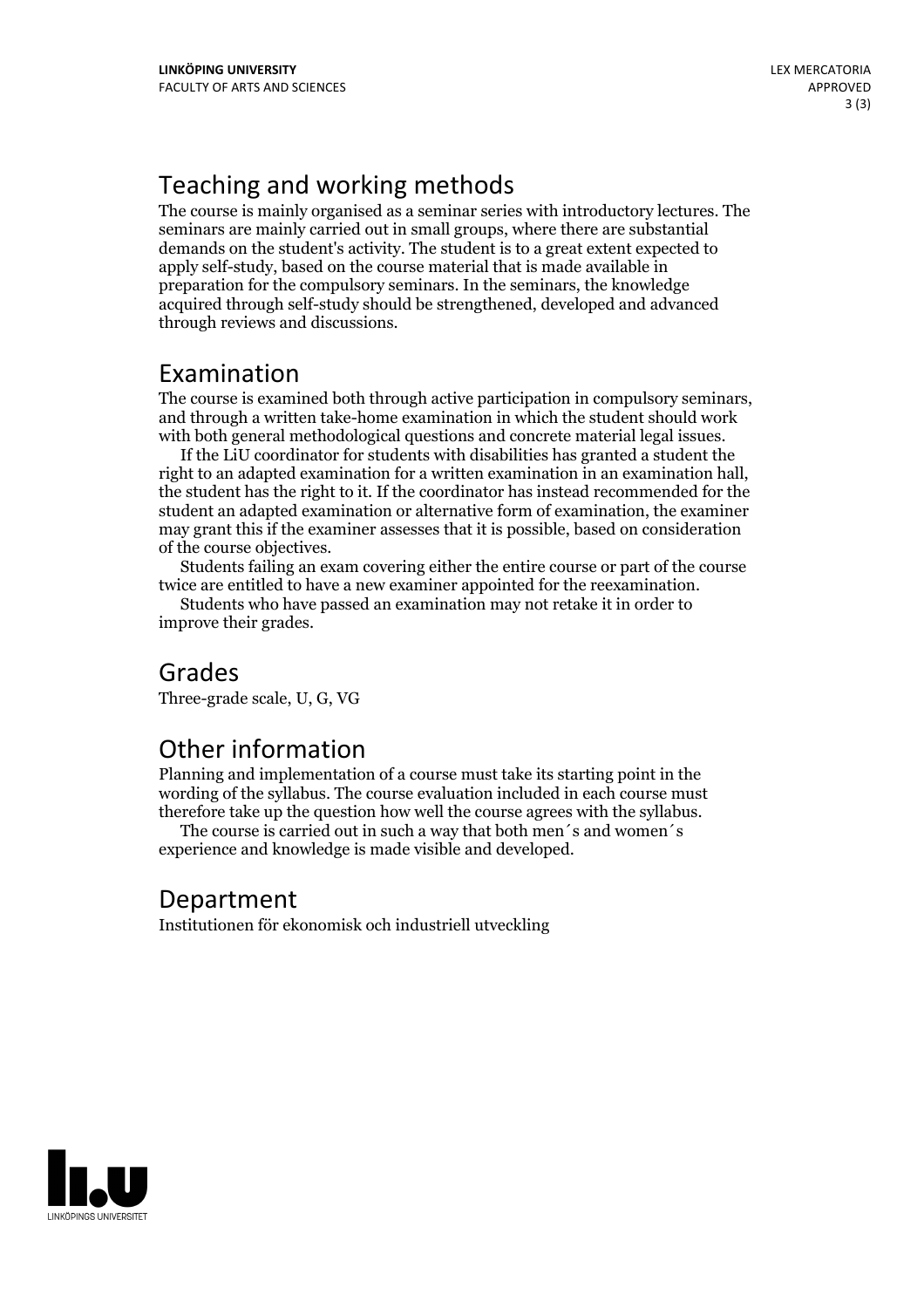## Teaching and working methods

The course is mainly organised as a seminar series with introductory lectures. The seminars are mainly carried out in small groups, where there are substantial demands on the student's activity. The student is to a great extent expected to apply self-study, based on the course material that is made available in preparation for the compulsory seminars. In the seminars, the knowledge acquired through self-study should be strengthened, developed and advanced through reviews and discussions.

## Examination

The course is examined both through active participation in compulsory seminars, and through a written take-home examination in which the student should work with both general methodological questions and concrete material legal issues.

If the LiU coordinator for students with disabilities has granted a student the right to an adapted examination for a written examination in an examination hall, the student has the right to it. If the coordinator has instead recommended for the student an adapted examination or alternative form of examination, the examiner may grant this if the examiner assesses that it is possible, based on consideration of the course objectives.

Students failing an exam covering either the entire course or part of the course twice are entitled to have a new examiner appointed for the reexamination.

Students who have passed an examination may not retake it in order to improve their grades.

## Grades

Three-grade scale, U, G, VG

## Other information

Planning and implementation of a course must take its starting point in the wording of the syllabus. The course evaluation included in each course must therefore take up the question how well the course agrees with the syllabus.

The course is carried out in such a way that both men´s and women´s experience and knowledge is made visible and developed.

## Department

Institutionen för ekonomisk och industriell utveckling